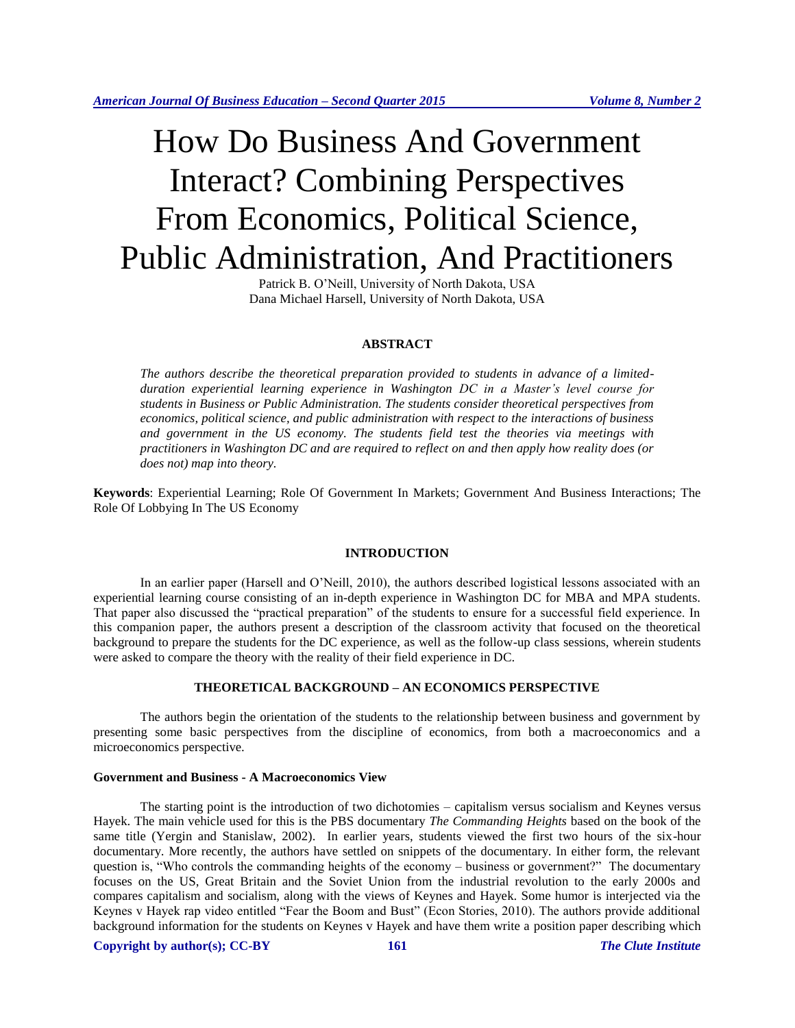# How Do Business And Government Interact? Combining Perspectives From Economics, Political Science, Public Administration, And Practitioners

Patrick B. O'Neill, University of North Dakota, USA
Dana Michael Harsell, University of North Dakota, USA

## ABSTRACT

*The authors describe the theoretical preparation provided to students in advance of a limited-duration experiential learning experience in Washington DC in a Master's level course for students in Business or Public Administration. The students consider theoretical perspectives from economics, political science, and public administration with respect to the interactions of business and government in the US economy. The students field test the theories via meetings with practitioners in Washington DC and are required to reflect on and then apply how reality does (or does not) map into theory.*

**Keywords**: Experiential Learning; Role Of Government In Markets; Government And Business Interactions; The Role Of Lobbying In The US Economy

## INTRODUCTION

In an earlier paper (Harsell and O'Neill, 2010), the authors described logistical lessons associated with an experiential learning course consisting of an in-depth experience in Washington DC for MBA and MPA students. That paper also discussed the "practical preparation" of the students to ensure for a successful field experience. In this companion paper, the authors present a description of the classroom activity that focused on the theoretical background to prepare the students for the DC experience, as well as the follow-up class sessions, wherein students were asked to compare the theory with the reality of their field experience in DC.

## THEORETICAL BACKGROUND – AN ECONOMICS PERSPECTIVE

The authors begin the orientation of the students to the relationship between business and government by presenting some basic perspectives from the discipline of economics, from both a macroeconomics and a microeconomics perspective.

### Government and Business - A Macroeconomics View

The starting point is the introduction of two dichotomies – capitalism versus socialism and Keynes versus Hayek. The main vehicle used for this is the PBS documentary *The Commanding Heights* based on the book of the same title (Yergin and Stanislaw, 2002). In earlier years, students viewed the first two hours of the six-hour documentary. More recently, the authors have settled on snippets of the documentary. In either form, the relevant question is, "Who controls the commanding heights of the economy – business or government?" The documentary focuses on the US, Great Britain and the Soviet Union from the industrial revolution to the early 2000s and compares capitalism and socialism, along with the views of Keynes and Hayek. Some humor is interjected via the Keynes v Hayek rap video entitled "Fear the Boom and Bust" (Econ Stories, 2010). The authors provide additional background information for the students on Keynes v Hayek and have them write a position paper describing which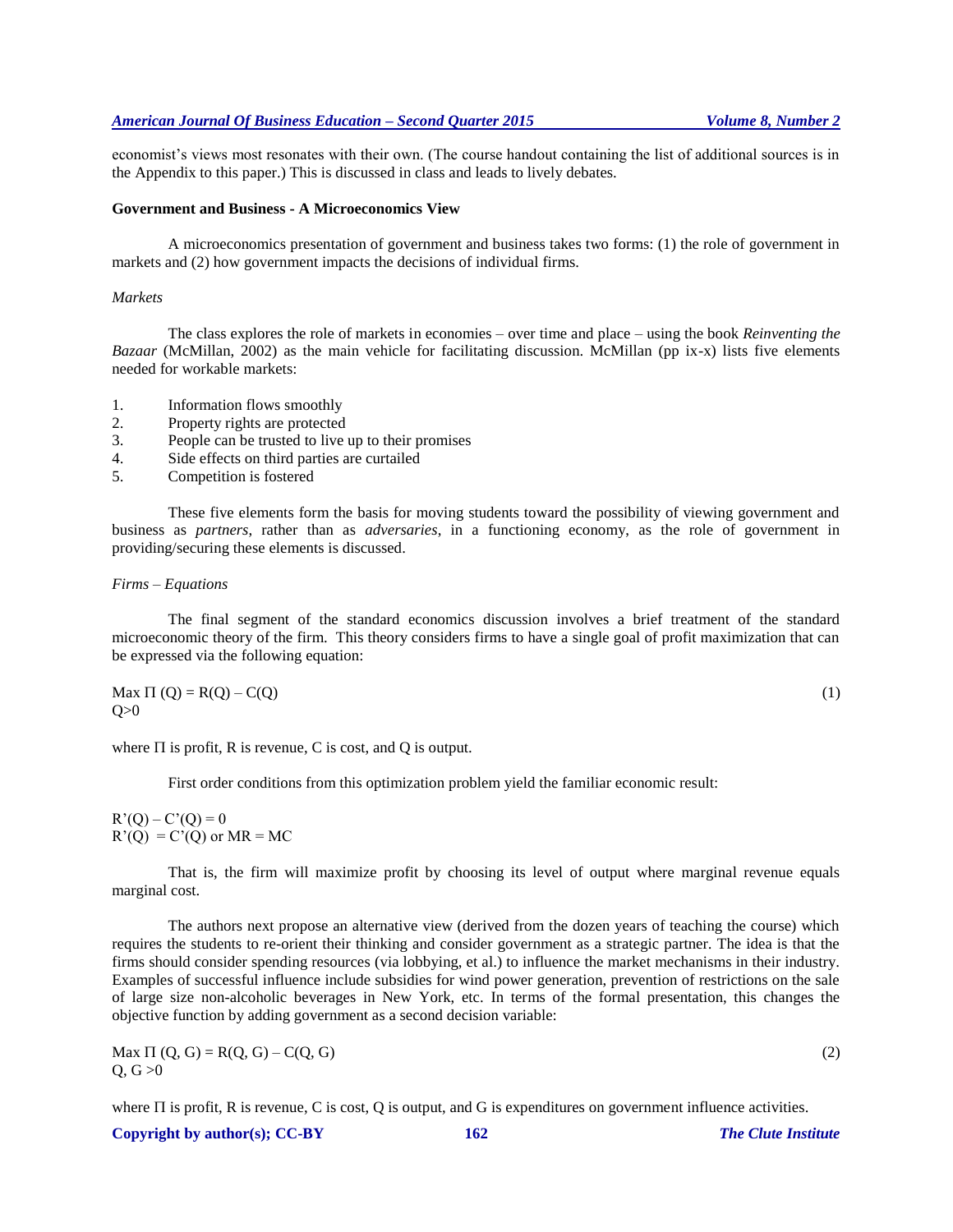economist's views most resonates with their own. (The course handout containing the list of additional sources is in the Appendix to this paper.) This is discussed in class and leads to lively debates.

### Government and Business - A Microeconomics View

A microeconomics presentation of government and business takes two forms: (1) the role of government in markets and (2) how government impacts the decisions of individual firms.

#### *Markets*

The class explores the role of markets in economies – over time and place – using the book *Reinventing the Bazaar* (McMillan, 2002) as the main vehicle for facilitating discussion. McMillan (pp ix-x) lists five elements needed for workable markets:

1. Information flows smoothly
2. Property rights are protected
3. People can be trusted to live up to their promises
4. Side effects on third parties are curtailed
5. Competition is fostered

These five elements form the basis for moving students toward the possibility of viewing government and business as *partners*, rather than as *adversaries*, in a functioning economy, as the role of government in providing/securing these elements is discussed.

#### *Firms – Equations*

The final segment of the standard economics discussion involves a brief treatment of the standard microeconomic theory of the firm. This theory considers firms to have a single goal of profit maximization that can be expressed via the following equation:

$$\underset{Q>0}{\text{Max}}\ \Pi(Q) = R(Q) - C(Q) \tag{1}$$

where $\Pi$ is profit, R is revenue, C is cost, and Q is output.

First order conditions from this optimization problem yield the familiar economic result:

$$R'(Q) - C'(Q) = 0$$
$$R'(Q) = C'(Q) \text{ or } MR = MC$$

That is, the firm will maximize profit by choosing its level of output where marginal revenue equals marginal cost.

The authors next propose an alternative view (derived from the dozen years of teaching the course) which requires the students to re-orient their thinking and consider government as a strategic partner. The idea is that the firms should consider spending resources (via lobbying, et al.) to influence the market mechanisms in their industry. Examples of successful influence include subsidies for wind power generation, prevention of restrictions on the sale of large size non-alcoholic beverages in New York, etc. In terms of the formal presentation, this changes the objective function by adding government as a second decision variable:

$$\underset{Q,\,G>0}{\text{Max}}\ \Pi(Q, G) = R(Q, G) - C(Q, G) \tag{2}$$

where $\Pi$ is profit, R is revenue, C is cost, Q is output, and G is expenditures on government influence activities.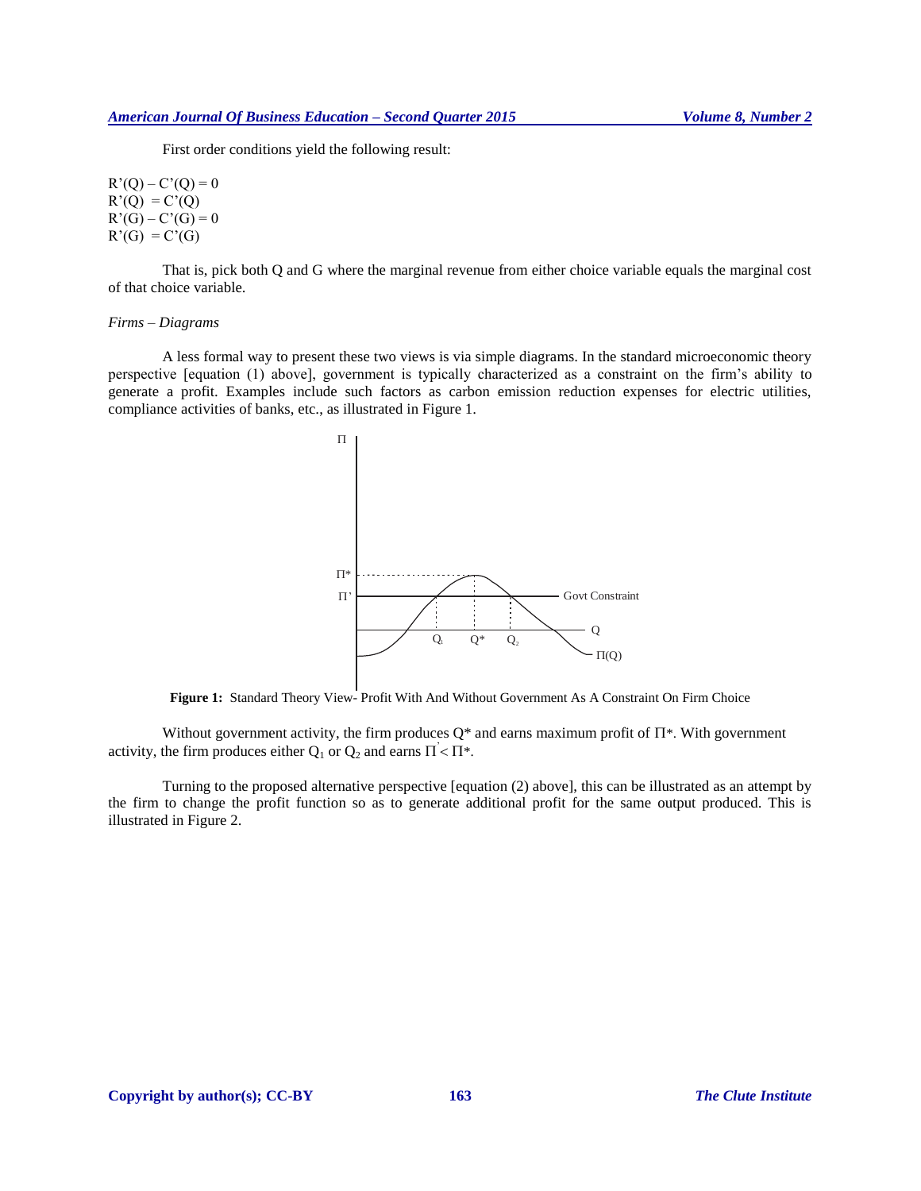First order conditions yield the following result:

$$R'(Q) - C'(Q) = 0$$
$$R'(Q) = C'(Q)$$
$$R'(G) - C'(G) = 0$$
$$R'(G) = C'(G)$$

That is, pick both Q and G where the marginal revenue from either choice variable equals the marginal cost of that choice variable.

*Firms – Diagrams*

A less formal way to present these two views is via simple diagrams. In the standard microeconomic theory perspective [equation (1) above], government is typically characterized as a constraint on the firm's ability to generate a profit. Examples include such factors as carbon emission reduction expenses for electric utilities, compliance activities of banks, etc., as illustrated in Figure 1.

**Figure 1:** Standard Theory View- Profit With And Without Government As A Constraint On Firm Choice

Without government activity, the firm produces $Q^*$ and earns maximum profit of $\Pi^*$. With government activity, the firm produces either $Q_1$ or $Q_2$ and earns $\Pi' < \Pi^*$.

Turning to the proposed alternative perspective [equation (2) above], this can be illustrated as an attempt by the firm to change the profit function so as to generate additional profit for the same output produced. This is illustrated in Figure 2.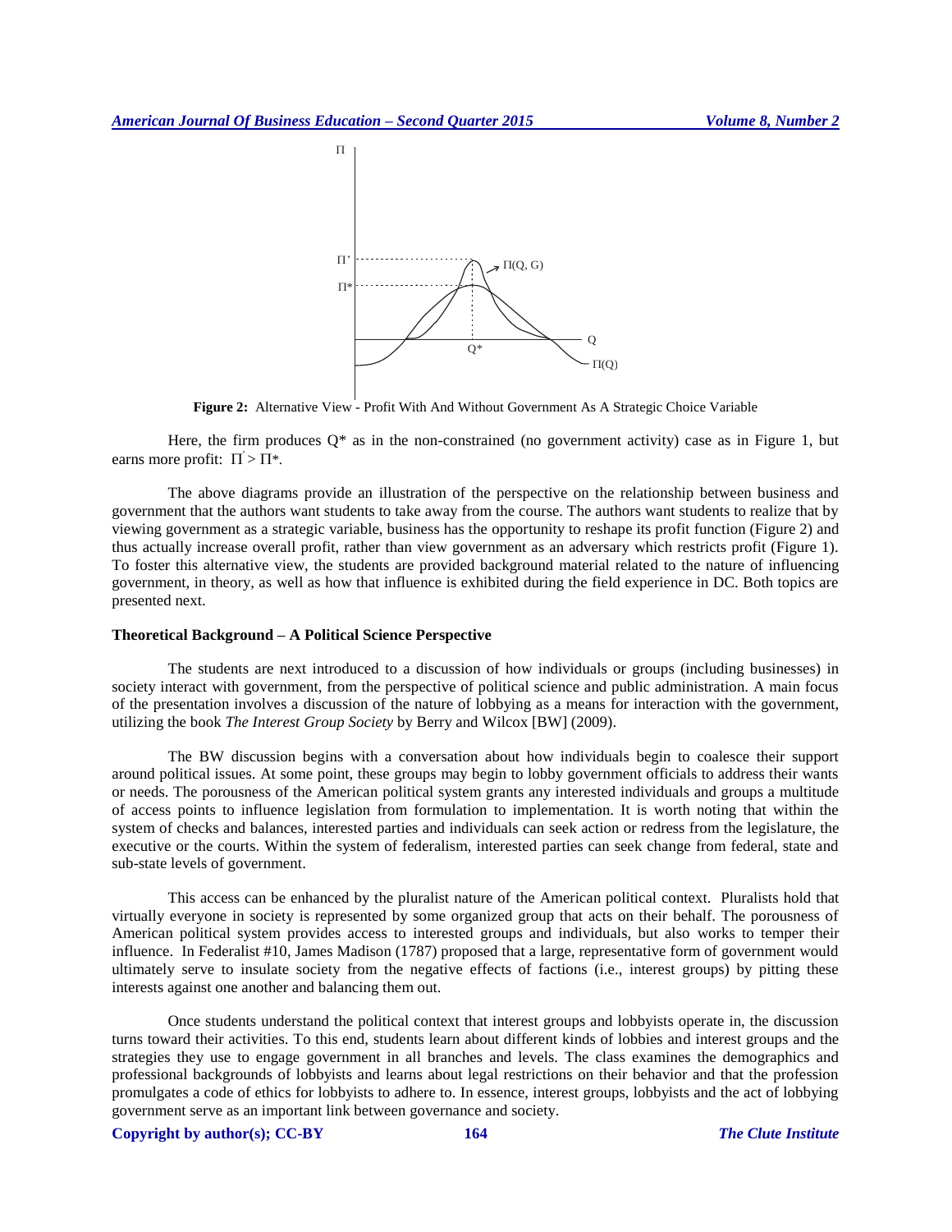**Figure 2:** Alternative View - Profit With And Without Government As A Strategic Choice Variable

Here, the firm produces $Q^*$ as in the non-constrained (no government activity) case as in Figure 1, but earns more profit: $\Pi' > \Pi^*$.

The above diagrams provide an illustration of the perspective on the relationship between business and government that the authors want students to take away from the course. The authors want students to realize that by viewing government as a strategic variable, business has the opportunity to reshape its profit function (Figure 2) and thus actually increase overall profit, rather than view government as an adversary which restricts profit (Figure 1). To foster this alternative view, the students are provided background material related to the nature of influencing government, in theory, as well as how that influence is exhibited during the field experience in DC. Both topics are presented next.

### Theoretical Background – A Political Science Perspective

The students are next introduced to a discussion of how individuals or groups (including businesses) in society interact with government, from the perspective of political science and public administration. A main focus of the presentation involves a discussion of the nature of lobbying as a means for interaction with the government, utilizing the book *The Interest Group Society* by Berry and Wilcox [BW] (2009).

The BW discussion begins with a conversation about how individuals begin to coalesce their support around political issues. At some point, these groups may begin to lobby government officials to address their wants or needs. The porousness of the American political system grants any interested individuals and groups a multitude of access points to influence legislation from formulation to implementation. It is worth noting that within the system of checks and balances, interested parties and individuals can seek action or redress from the legislature, the executive or the courts. Within the system of federalism, interested parties can seek change from federal, state and sub-state levels of government.

This access can be enhanced by the pluralist nature of the American political context. Pluralists hold that virtually everyone in society is represented by some organized group that acts on their behalf. The porousness of American political system provides access to interested groups and individuals, but also works to temper their influence. In Federalist #10, James Madison (1787) proposed that a large, representative form of government would ultimately serve to insulate society from the negative effects of factions (i.e., interest groups) by pitting these interests against one another and balancing them out.

Once students understand the political context that interest groups and lobbyists operate in, the discussion turns toward their activities. To this end, students learn about different kinds of lobbies and interest groups and the strategies they use to engage government in all branches and levels. The class examines the demographics and professional backgrounds of lobbyists and learns about legal restrictions on their behavior and that the profession promulgates a code of ethics for lobbyists to adhere to. In essence, interest groups, lobbyists and the act of lobbying government serve as an important link between governance and society.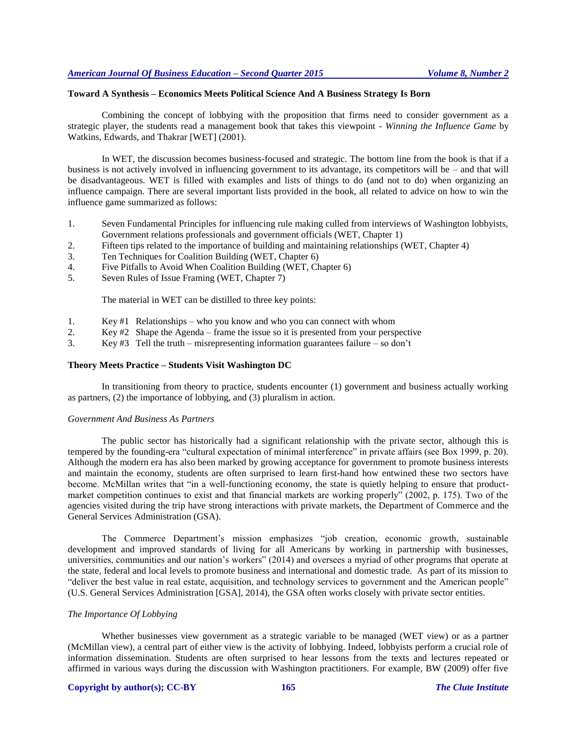### Toward A Synthesis – Economics Meets Political Science And A Business Strategy Is Born

Combining the concept of lobbying with the proposition that firms need to consider government as a strategic player, the students read a management book that takes this viewpoint - *Winning the Influence Game* by Watkins, Edwards, and Thakrar [WET] (2001).

In WET, the discussion becomes business-focused and strategic. The bottom line from the book is that if a business is not actively involved in influencing government to its advantage, its competitors will be – and that will be disadvantageous. WET is filled with examples and lists of things to do (and not to do) when organizing an influence campaign. There are several important lists provided in the book, all related to advice on how to win the influence game summarized as follows:

1. Seven Fundamental Principles for influencing rule making culled from interviews of Washington lobbyists, Government relations professionals and government officials (WET, Chapter 1)
2. Fifteen tips related to the importance of building and maintaining relationships (WET, Chapter 4)
3. Ten Techniques for Coalition Building (WET, Chapter 6)
4. Five Pitfalls to Avoid When Coalition Building (WET, Chapter 6)
5. Seven Rules of Issue Framing (WET, Chapter 7)

The material in WET can be distilled to three key points:

1. Key #1 Relationships – who you know and who you can connect with whom
2. Key #2 Shape the Agenda – frame the issue so it is presented from your perspective
3. Key #3 Tell the truth – misrepresenting information guarantees failure – so don't

### Theory Meets Practice – Students Visit Washington DC

In transitioning from theory to practice, students encounter (1) government and business actually working as partners, (2) the importance of lobbying, and (3) pluralism in action.

#### *Government And Business As Partners*

The public sector has historically had a significant relationship with the private sector, although this is tempered by the founding-era "cultural expectation of minimal interference" in private affairs (see Box 1999, p. 20). Although the modern era has also been marked by growing acceptance for government to promote business interests and maintain the economy, students are often surprised to learn first-hand how entwined these two sectors have become. McMillan writes that "in a well-functioning economy, the state is quietly helping to ensure that product-market competition continues to exist and that financial markets are working properly" (2002, p. 175). Two of the agencies visited during the trip have strong interactions with private markets, the Department of Commerce and the General Services Administration (GSA).

The Commerce Department's mission emphasizes "job creation, economic growth, sustainable development and improved standards of living for all Americans by working in partnership with businesses, universities, communities and our nation's workers" (2014) and oversees a myriad of other programs that operate at the state, federal and local levels to promote business and international and domestic trade. As part of its mission to "deliver the best value in real estate, acquisition, and technology services to government and the American people" (U.S. General Services Administration [GSA], 2014), the GSA often works closely with private sector entities.

#### *The Importance Of Lobbying*

Whether businesses view government as a strategic variable to be managed (WET view) or as a partner (McMillan view), a central part of either view is the activity of lobbying. Indeed, lobbyists perform a crucial role of information dissemination. Students are often surprised to hear lessons from the texts and lectures repeated or affirmed in various ways during the discussion with Washington practitioners. For example, BW (2009) offer five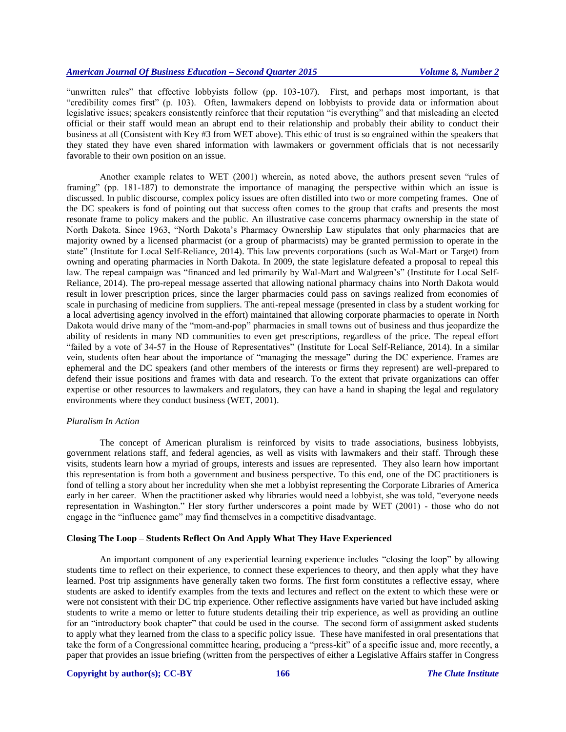"unwritten rules" that effective lobbyists follow (pp. 103-107). First, and perhaps most important, is that "credibility comes first" (p. 103). Often, lawmakers depend on lobbyists to provide data or information about legislative issues; speakers consistently reinforce that their reputation "is everything" and that misleading an elected official or their staff would mean an abrupt end to their relationship and probably their ability to conduct their business at all (Consistent with Key #3 from WET above). This ethic of trust is so engrained within the speakers that they stated they have even shared information with lawmakers or government officials that is not necessarily favorable to their own position on an issue.

Another example relates to WET (2001) wherein, as noted above, the authors present seven "rules of framing" (pp. 181-187) to demonstrate the importance of managing the perspective within which an issue is discussed. In public discourse, complex policy issues are often distilled into two or more competing frames. One of the DC speakers is fond of pointing out that success often comes to the group that crafts and presents the most resonate frame to policy makers and the public. An illustrative case concerns pharmacy ownership in the state of North Dakota. Since 1963, "North Dakota's Pharmacy Ownership Law stipulates that only pharmacies that are majority owned by a licensed pharmacist (or a group of pharmacists) may be granted permission to operate in the state" (Institute for Local Self-Reliance, 2014). This law prevents corporations (such as Wal-Mart or Target) from owning and operating pharmacies in North Dakota. In 2009, the state legislature defeated a proposal to repeal this law. The repeal campaign was "financed and led primarily by Wal-Mart and Walgreen's" (Institute for Local Self-Reliance, 2014). The pro-repeal message asserted that allowing national pharmacy chains into North Dakota would result in lower prescription prices, since the larger pharmacies could pass on savings realized from economies of scale in purchasing of medicine from suppliers. The anti-repeal message (presented in class by a student working for a local advertising agency involved in the effort) maintained that allowing corporate pharmacies to operate in North Dakota would drive many of the "mom-and-pop" pharmacies in small towns out of business and thus jeopardize the ability of residents in many ND communities to even get prescriptions, regardless of the price. The repeal effort "failed by a vote of 34-57 in the House of Representatives" (Institute for Local Self-Reliance, 2014). In a similar vein, students often hear about the importance of "managing the message" during the DC experience. Frames are ephemeral and the DC speakers (and other members of the interests or firms they represent) are well-prepared to defend their issue positions and frames with data and research. To the extent that private organizations can offer expertise or other resources to lawmakers and regulators, they can have a hand in shaping the legal and regulatory environments where they conduct business (WET, 2001).

### *Pluralism In Action*

The concept of American pluralism is reinforced by visits to trade associations, business lobbyists, government relations staff, and federal agencies, as well as visits with lawmakers and their staff. Through these visits, students learn how a myriad of groups, interests and issues are represented. They also learn how important this representation is from both a government and business perspective. To this end, one of the DC practitioners is fond of telling a story about her incredulity when she met a lobbyist representing the Corporate Libraries of America early in her career. When the practitioner asked why libraries would need a lobbyist, she was told, "everyone needs representation in Washington." Her story further underscores a point made by WET (2001) - those who do not engage in the "influence game" may find themselves in a competitive disadvantage.

## **Closing The Loop – Students Reflect On And Apply What They Have Experienced**

An important component of any experiential learning experience includes "closing the loop" by allowing students time to reflect on their experience, to connect these experiences to theory, and then apply what they have learned. Post trip assignments have generally taken two forms. The first form constitutes a reflective essay, where students are asked to identify examples from the texts and lectures and reflect on the extent to which these were or were not consistent with their DC trip experience. Other reflective assignments have varied but have included asking students to write a memo or letter to future students detailing their trip experience, as well as providing an outline for an "introductory book chapter" that could be used in the course. The second form of assignment asked students to apply what they learned from the class to a specific policy issue. These have manifested in oral presentations that take the form of a Congressional committee hearing, producing a "press-kit" of a specific issue and, more recently, a paper that provides an issue briefing (written from the perspectives of either a Legislative Affairs staffer in Congress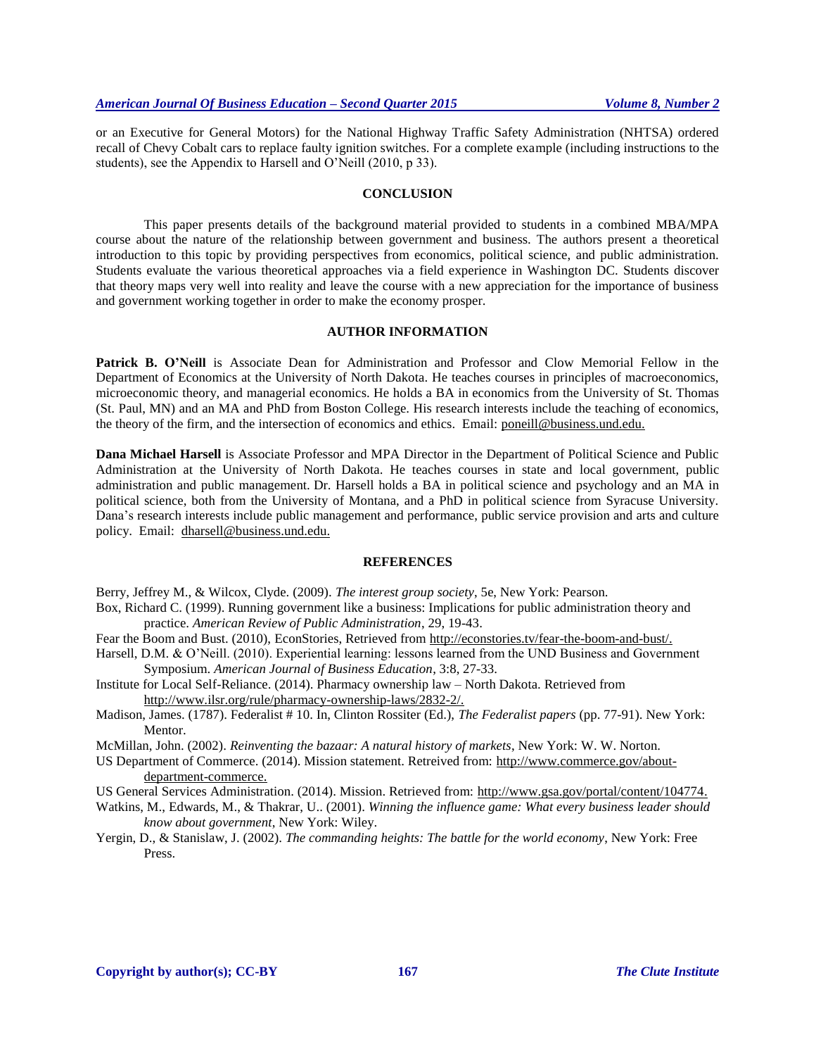or an Executive for General Motors) for the National Highway Traffic Safety Administration (NHTSA) ordered recall of Chevy Cobalt cars to replace faulty ignition switches. For a complete example (including instructions to the students), see the Appendix to Harsell and O'Neill (2010, p 33).

## CONCLUSION

This paper presents details of the background material provided to students in a combined MBA/MPA course about the nature of the relationship between government and business. The authors present a theoretical introduction to this topic by providing perspectives from economics, political science, and public administration. Students evaluate the various theoretical approaches via a field experience in Washington DC. Students discover that theory maps very well into reality and leave the course with a new appreciation for the importance of business and government working together in order to make the economy prosper.

## AUTHOR INFORMATION

**Patrick B. O'Neill** is Associate Dean for Administration and Professor and Clow Memorial Fellow in the Department of Economics at the University of North Dakota. He teaches courses in principles of macroeconomics, microeconomic theory, and managerial economics. He holds a BA in economics from the University of St. Thomas (St. Paul, MN) and an MA and PhD from Boston College. His research interests include the teaching of economics, the theory of the firm, and the intersection of economics and ethics. Email: poneill@business.und.edu.

**Dana Michael Harsell** is Associate Professor and MPA Director in the Department of Political Science and Public Administration at the University of North Dakota. He teaches courses in state and local government, public administration and public management. Dr. Harsell holds a BA in political science and psychology and an MA in political science, both from the University of Montana, and a PhD in political science from Syracuse University. Dana's research interests include public management and performance, public service provision and arts and culture policy. Email: dharsell@business.und.edu.

## REFERENCES

Berry, Jeffrey M., & Wilcox, Clyde. (2009). *The interest group society*, 5e, New York: Pearson.

Box, Richard C. (1999). Running government like a business: Implications for public administration theory and practice. *American Review of Public Administration*, 29, 19-43.

Fear the Boom and Bust. (2010), EconStories, Retrieved from http://econstories.tv/fear-the-boom-and-bust/.

Harsell, D.M. & O'Neill. (2010). Experiential learning: lessons learned from the UND Business and Government Symposium. *American Journal of Business Education*, 3:8, 27-33.

Institute for Local Self-Reliance. (2014). Pharmacy ownership law – North Dakota. Retrieved from http://www.ilsr.org/rule/pharmacy-ownership-laws/2832-2/.

Madison, James. (1787). Federalist # 10. In, Clinton Rossiter (Ed.), *The Federalist papers* (pp. 77-91). New York: Mentor.

McMillan, John. (2002). *Reinventing the bazaar: A natural history of markets*, New York: W. W. Norton.

US Department of Commerce. (2014). Mission statement. Retreived from: http://www.commerce.gov/about-department-commerce.

US General Services Administration. (2014). Mission. Retrieved from: http://www.gsa.gov/portal/content/104774.

Watkins, M., Edwards, M., & Thakrar, U.. (2001). *Winning the influence game: What every business leader should know about government*, New York: Wiley.

Yergin, D., & Stanislaw, J. (2002). *The commanding heights: The battle for the world economy*, New York: Free Press.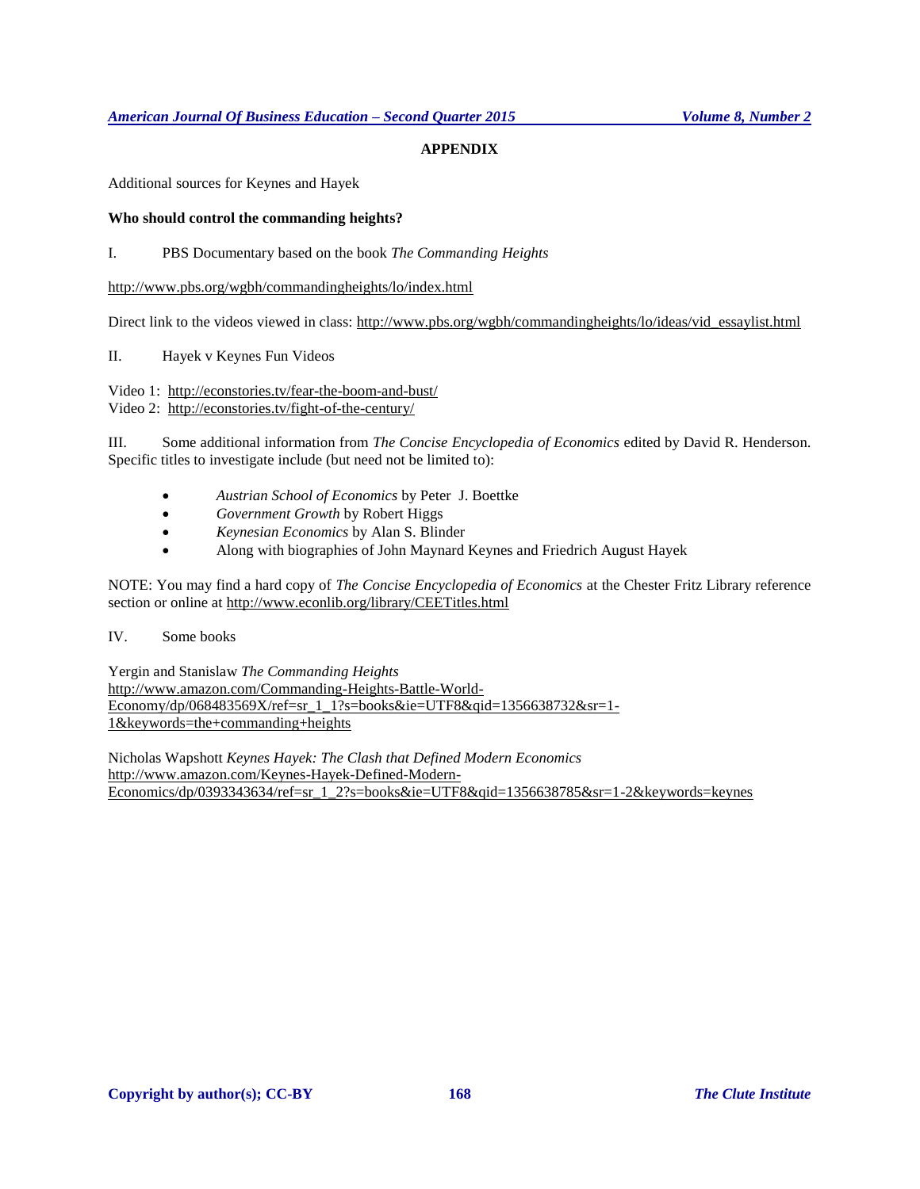## APPENDIX

Additional sources for Keynes and Hayek

**Who should control the commanding heights?**

I. PBS Documentary based on the book *The Commanding Heights*

http://www.pbs.org/wgbh/commandingheights/lo/index.html

Direct link to the videos viewed in class: http://www.pbs.org/wgbh/commandingheights/lo/ideas/vid_essaylist.html

II. Hayek v Keynes Fun Videos

Video 1: http://econstories.tv/fear-the-boom-and-bust/
Video 2: http://econstories.tv/fight-of-the-century/

III. Some additional information from *The Concise Encyclopedia of Economics* edited by David R. Henderson. Specific titles to investigate include (but need not be limited to):

- *Austrian School of Economics* by Peter J. Boettke
- *Government Growth* by Robert Higgs
- *Keynesian Economics* by Alan S. Blinder
- Along with biographies of John Maynard Keynes and Friedrich August Hayek

NOTE: You may find a hard copy of *The Concise Encyclopedia of Economics* at the Chester Fritz Library reference section or online at http://www.econlib.org/library/CEETitles.html

IV. Some books

Yergin and Stanislaw *The Commanding Heights*
http://www.amazon.com/Commanding-Heights-Battle-World-Economy/dp/068483569X/ref=sr_1_1?s=books&ie=UTF8&qid=1356638732&sr=1-1&keywords=the+commanding+heights

Nicholas Wapshott *Keynes Hayek: The Clash that Defined Modern Economics*
http://www.amazon.com/Keynes-Hayek-Defined-Modern-Economics/dp/0393343634/ref=sr_1_2?s=books&ie=UTF8&qid=1356638785&sr=1-2&keywords=keynes